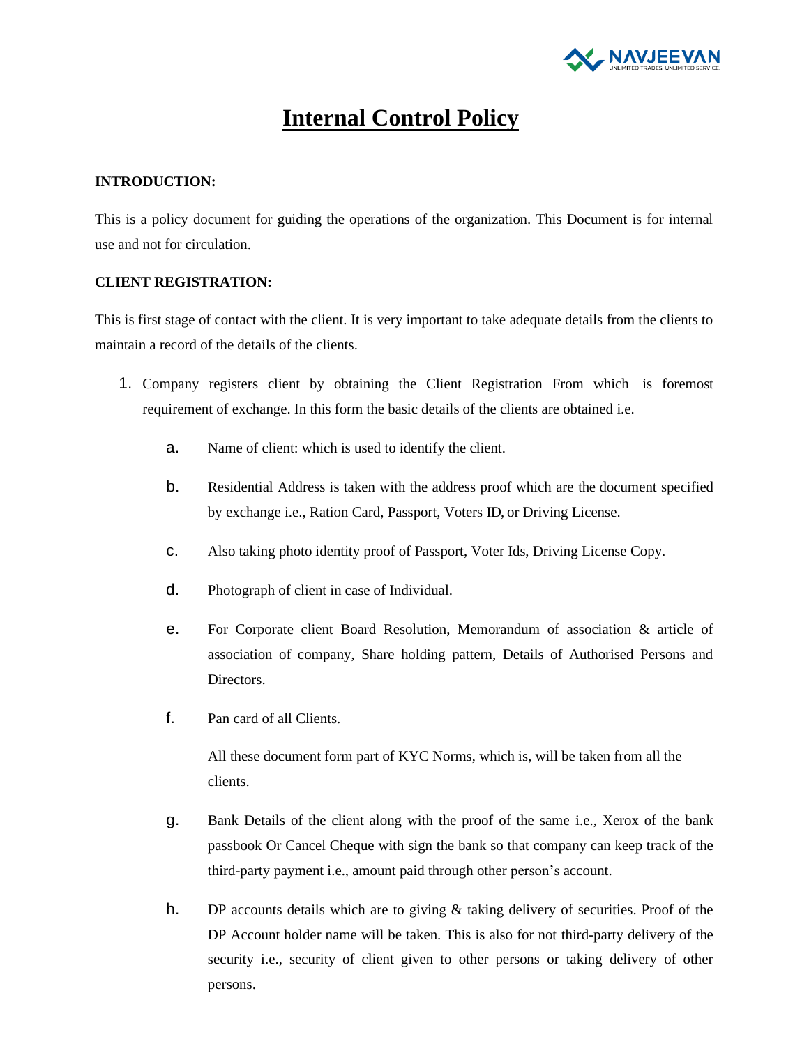# Internal Control Policy

**INTRODUCTION:**

This is a policy document for guiding the operations of the organization. This Document is for internal use and not for circulation.

**CLIENT REGISTRATION:**

This is first stage of contact with the client. It is very important to take adequate details from the clients to maintain a record of the details of the clients.

1. Company registers client by obtaining the Client Registration From which is foremost requirement of exchange. In this form the basic details of the clients are obtained i.e.

   a. Name of client: which is used to identify the client.

   b. Residential Address is taken with the address proof which are the document specified by exchange i.e., Ration Card, Passport, Voters ID, or Driving License.

   c. Also taking photo identity proof of Passport, Voter Ids, Driving License Copy.

   d. Photograph of client in case of Individual.

   e. For Corporate client Board Resolution, Memorandum of association & article of association of company, Share holding pattern, Details of Authorised Persons and Directors.

   f. Pan card of all Clients.

      All these document form part of KYC Norms, which is, will be taken from all the clients.

   g. Bank Details of the client along with the proof of the same i.e., Xerox of the bank passbook Or Cancel Cheque with sign the bank so that company can keep track of the third-party payment i.e., amount paid through other person's account.

   h. DP accounts details which are to giving & taking delivery of securities. Proof of the DP Account holder name will be taken. This is also for not third-party delivery of the security i.e., security of client given to other persons or taking delivery of other persons.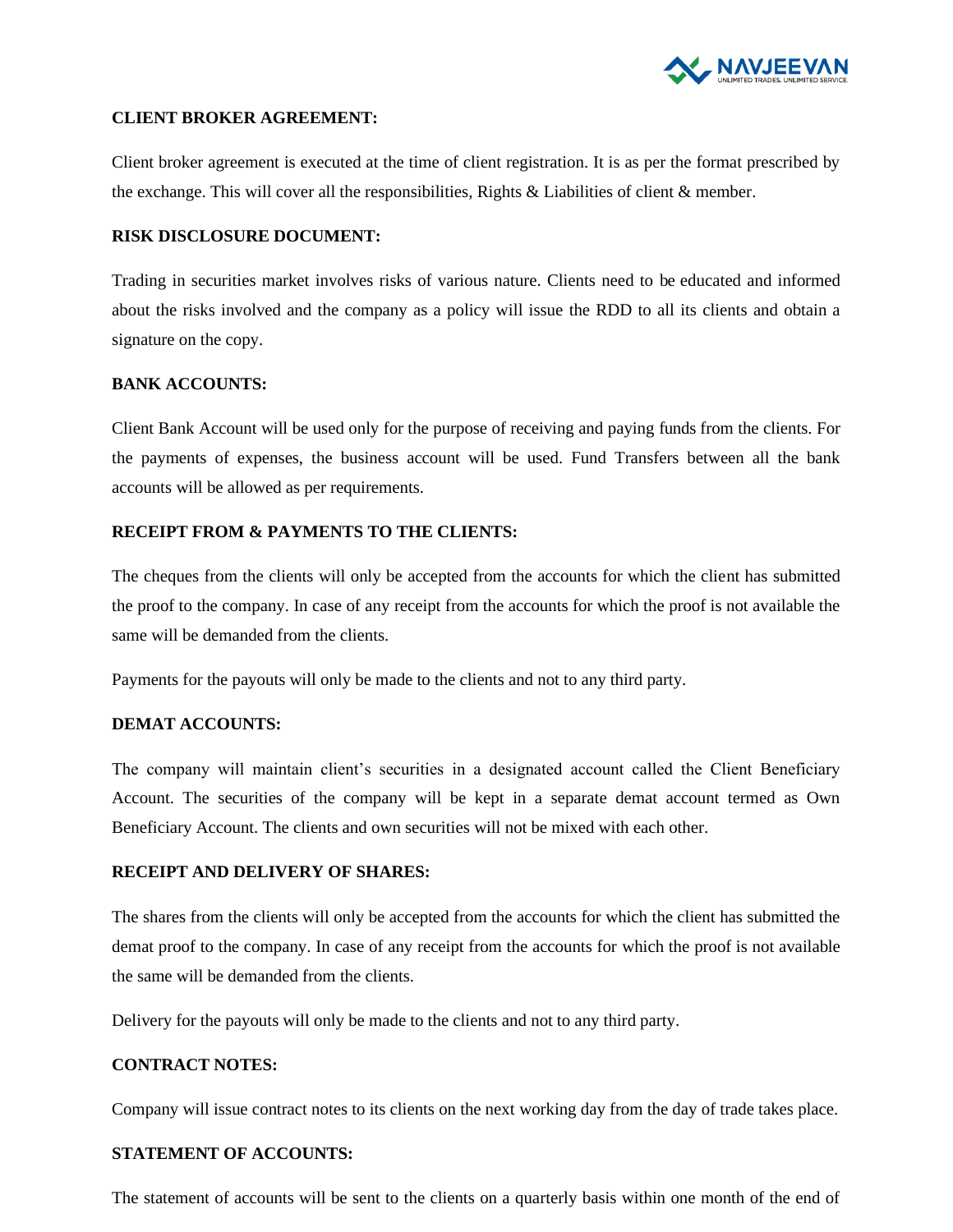**CLIENT BROKER AGREEMENT:**

Client broker agreement is executed at the time of client registration. It is as per the format prescribed by the exchange. This will cover all the responsibilities, Rights & Liabilities of client & member.

**RISK DISCLOSURE DOCUMENT:**

Trading in securities market involves risks of various nature. Clients need to be educated and informed about the risks involved and the company as a policy will issue the RDD to all its clients and obtain a signature on the copy.

**BANK ACCOUNTS:**

Client Bank Account will be used only for the purpose of receiving and paying funds from the clients. For the payments of expenses, the business account will be used. Fund Transfers between all the bank accounts will be allowed as per requirements.

**RECEIPT FROM & PAYMENTS TO THE CLIENTS:**

The cheques from the clients will only be accepted from the accounts for which the client has submitted the proof to the company. In case of any receipt from the accounts for which the proof is not available the same will be demanded from the clients.

Payments for the payouts will only be made to the clients and not to any third party.

**DEMAT ACCOUNTS:**

The company will maintain client's securities in a designated account called the Client Beneficiary Account. The securities of the company will be kept in a separate demat account termed as Own Beneficiary Account. The clients and own securities will not be mixed with each other.

**RECEIPT AND DELIVERY OF SHARES:**

The shares from the clients will only be accepted from the accounts for which the client has submitted the demat proof to the company. In case of any receipt from the accounts for which the proof is not available the same will be demanded from the clients.

Delivery for the payouts will only be made to the clients and not to any third party.

**CONTRACT NOTES:**

Company will issue contract notes to its clients on the next working day from the day of trade takes place.

**STATEMENT OF ACCOUNTS:**

The statement of accounts will be sent to the clients on a quarterly basis within one month of the end of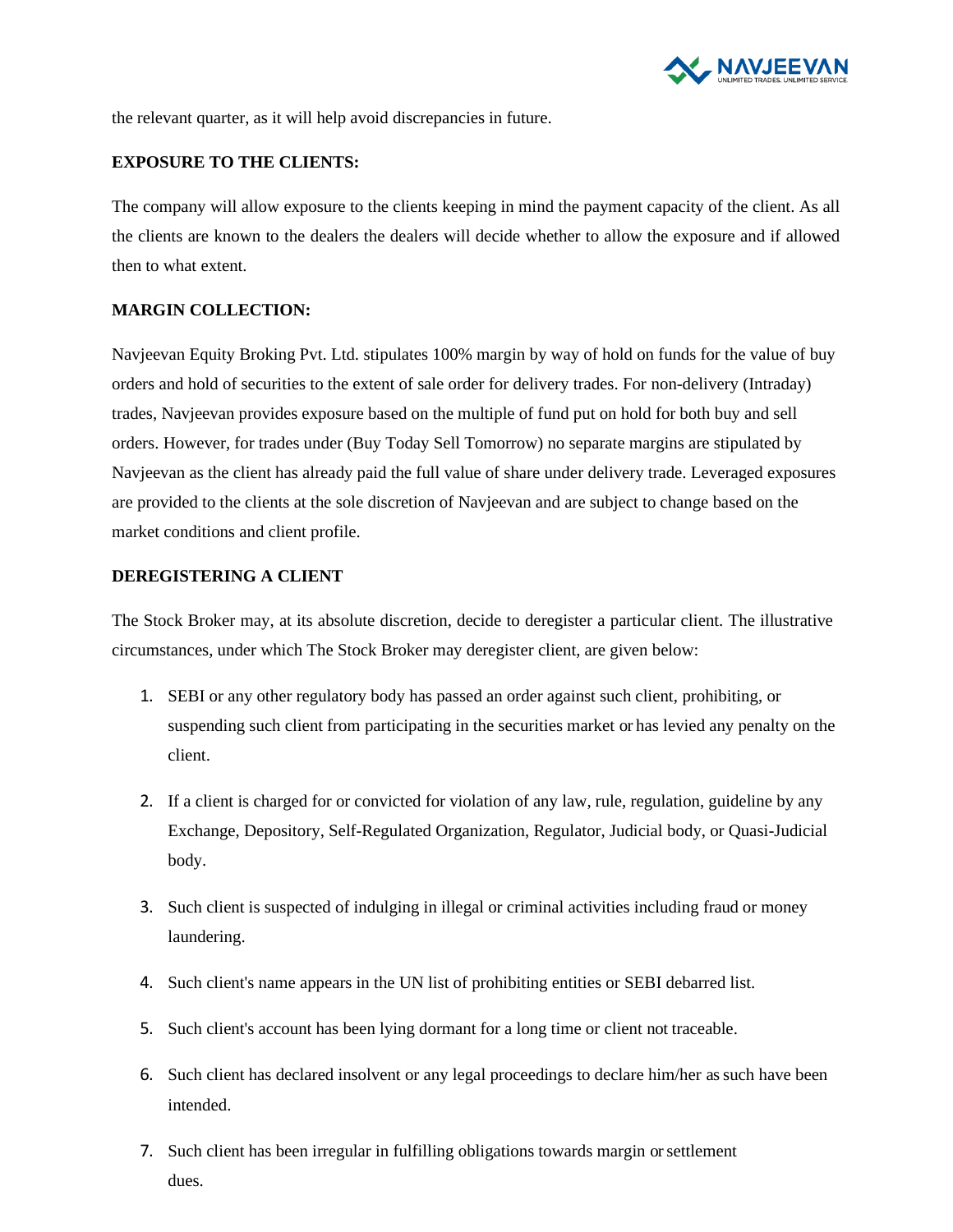the relevant quarter, as it will help avoid discrepancies in future.

**EXPOSURE TO THE CLIENTS:**

The company will allow exposure to the clients keeping in mind the payment capacity of the client. As all the clients are known to the dealers the dealers will decide whether to allow the exposure and if allowed then to what extent.

**MARGIN COLLECTION:**

Navjeevan Equity Broking Pvt. Ltd. stipulates 100% margin by way of hold on funds for the value of buy orders and hold of securities to the extent of sale order for delivery trades. For non-delivery (Intraday) trades, Navjeevan provides exposure based on the multiple of fund put on hold for both buy and sell orders. However, for trades under (Buy Today Sell Tomorrow) no separate margins are stipulated by Navjeevan as the client has already paid the full value of share under delivery trade. Leveraged exposures are provided to the clients at the sole discretion of Navjeevan and are subject to change based on the market conditions and client profile.

**DEREGISTERING A CLIENT**

The Stock Broker may, at its absolute discretion, decide to deregister a particular client. The illustrative circumstances, under which The Stock Broker may deregister client, are given below:

1. SEBI or any other regulatory body has passed an order against such client, prohibiting, or suspending such client from participating in the securities market or has levied any penalty on the client.
2. If a client is charged for or convicted for violation of any law, rule, regulation, guideline by any Exchange, Depository, Self-Regulated Organization, Regulator, Judicial body, or Quasi-Judicial body.
3. Such client is suspected of indulging in illegal or criminal activities including fraud or money laundering.
4. Such client's name appears in the UN list of prohibiting entities or SEBI debarred list.
5. Such client's account has been lying dormant for a long time or client not traceable.
6. Such client has declared insolvent or any legal proceedings to declare him/her as such have been intended.
7. Such client has been irregular in fulfilling obligations towards margin or settlement dues.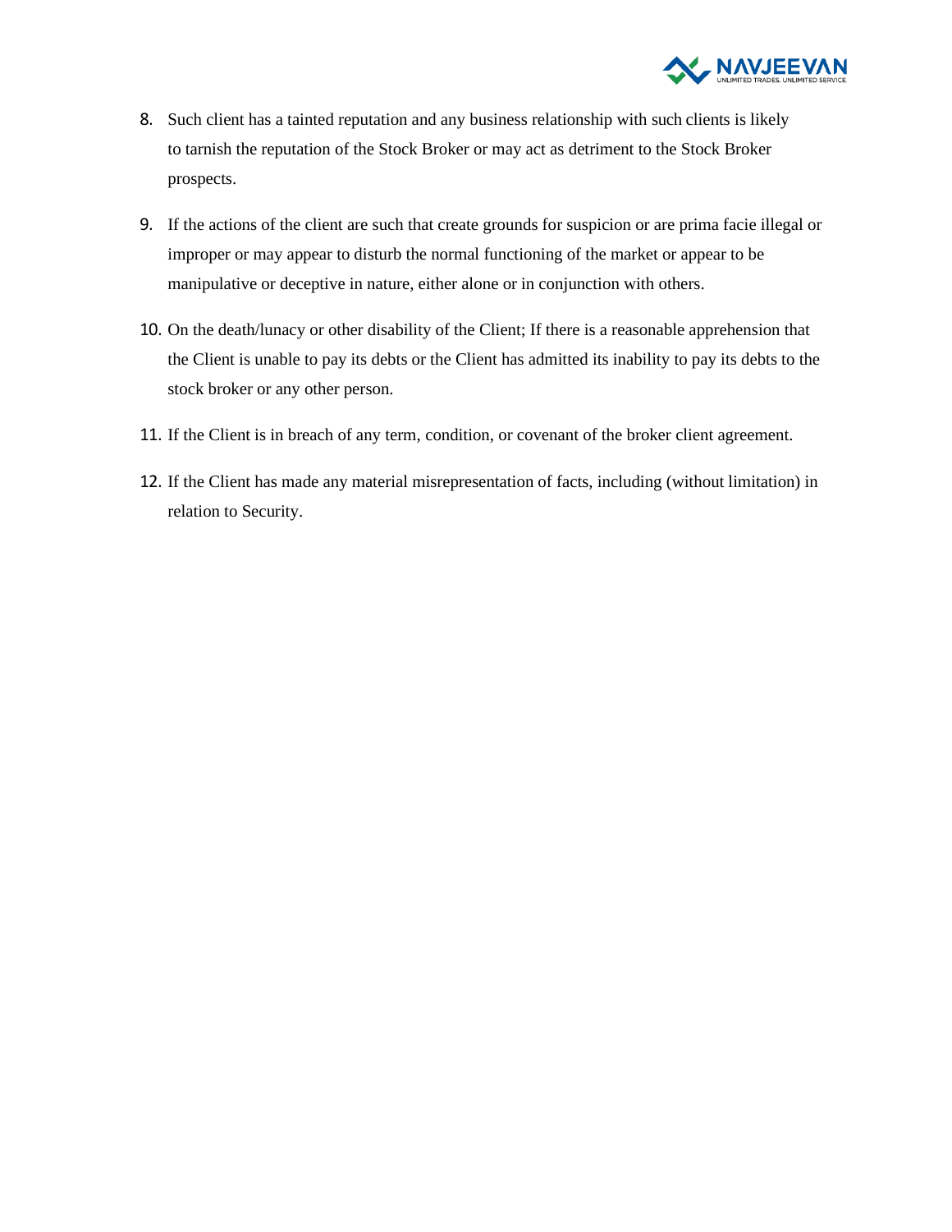8. Such client has a tainted reputation and any business relationship with such clients is likely to tarnish the reputation of the Stock Broker or may act as detriment to the Stock Broker prospects.

9. If the actions of the client are such that create grounds for suspicion or are prima facie illegal or improper or may appear to disturb the normal functioning of the market or appear to be manipulative or deceptive in nature, either alone or in conjunction with others.

10. On the death/lunacy or other disability of the Client; If there is a reasonable apprehension that the Client is unable to pay its debts or the Client has admitted its inability to pay its debts to the stock broker or any other person.

11. If the Client is in breach of any term, condition, or covenant of the broker client agreement.

12. If the Client has made any material misrepresentation of facts, including (without limitation) in relation to Security.